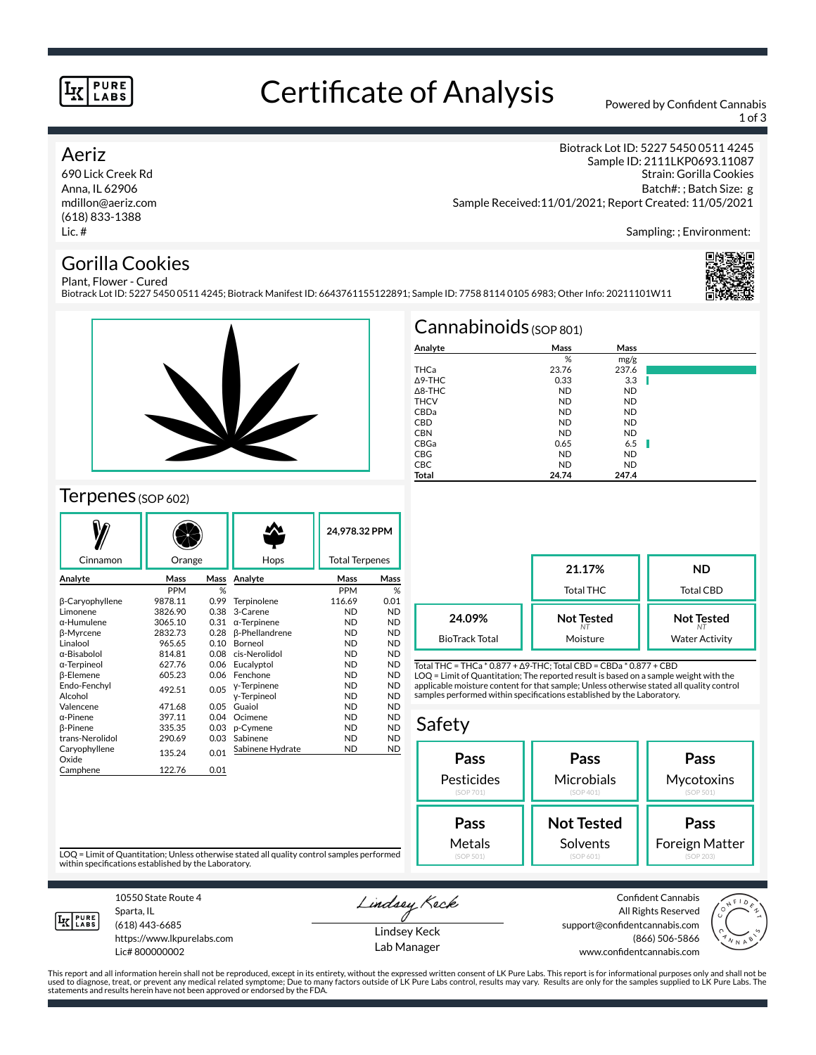# Certificate of Analysis

Powered by Confident Cannabis

## Aeriz

690 Lick Creek Rd
Anna, IL 62906
mdillon@aeriz.com
(618) 833-1388
Lic. #

Biotrack Lot ID: 5227 5450 0511 4245
Sample ID: 2111LKP0693.11087
Strain: Gorilla Cookies
Batch#: ; Batch Size: g
Sample Received:11/01/2021; Report Created: 11/05/2021

Sampling: ; Environment:

## Gorilla Cookies

Plant, Flower - Cured
Biotrack Lot ID: 5227 5450 0511 4245; Biotrack Manifest ID: 6643761155122891; Sample ID: 7758 8114 0105 6983; Other Info: 20211101W11

## Cannabinoids (SOP 801)

| Analyte | Mass % | Mass mg/g |
|---|---|---|
| THCa | 23.76 | 237.6 |
| Δ9-THC | 0.33 | 3.3 |
| Δ8-THC | ND | ND |
| THCV | ND | ND |
| CBDa | ND | ND |
| CBD | ND | ND |
| CBN | ND | ND |
| CBGa | 0.65 | 6.5 |
| CBG | ND | ND |
| CBC | ND | ND |
| **Total** | **24.74** | **247.4** |

| 21.17% | ND |
|---|---|
| Total THC | Total CBD |

| 24.09% | Not Tested | Not Tested |
|---|---|---|
| BioTrack Total | Moisture | Water Activity |

Total THC = THCa * 0.877 + Δ9-THC; Total CBD = CBDa * 0.877 + CBD
LOQ = Limit of Quantitation; The reported result is based on a sample weight with the applicable moisture content for that sample; Unless otherwise stated all quality control samples performed within specifications established by the Laboratory.

## Terpenes (SOP 602)

Cinnamon | Orange | Hops | **24,978.32 PPM** Total Terpenes

| Analyte | Mass PPM | Mass % | Analyte | Mass PPM | Mass % |
|---|---|---|---|---|---|
| β-Caryophyllene | 9878.11 | 0.99 | Terpinolene | 116.69 | 0.01 |
| Limonene | 3826.90 | 0.38 | 3-Carene | ND | ND |
| α-Humulene | 3065.10 | 0.31 | α-Terpinene | ND | ND |
| β-Myrcene | 2832.73 | 0.28 | β-Phellandrene | ND | ND |
| Linalool | 965.65 | 0.10 | Borneol | ND | ND |
| α-Bisabolol | 814.81 | 0.08 | cis-Nerolidol | ND | ND |
| α-Terpineol | 627.76 | 0.06 | Eucalyptol | ND | ND |
| β-Elemene | 605.23 | 0.06 | Fenchone | ND | ND |
| Endo-Fenchyl Alcohol | 492.51 | 0.05 | γ-Terpinene | ND | ND |
| | | | γ-Terpineol | ND | ND |
| Valencene | 471.68 | 0.05 | Guaiol | ND | ND |
| α-Pinene | 397.11 | 0.04 | Ocimene | ND | ND |
| β-Pinene | 335.35 | 0.03 | p-Cymene | ND | ND |
| trans-Nerolidol | 290.69 | 0.03 | Sabinene | ND | ND |
| Caryophyllene Oxide | 135.24 | 0.01 | Sabinene Hydrate | ND | ND |
| Camphene | 122.76 | 0.01 | | | |

LOQ = Limit of Quantitation; Unless otherwise stated all quality control samples performed within specifications established by the Laboratory.

## Safety

| Pass | Pass | Pass |
|---|---|---|
| Pesticides (SOP 701) | Microbials (SOP 401) | Mycotoxins (SOP 501) |
| **Pass** | **Not Tested** | **Pass** |
| Metals (SOP 501) | Solvents (SOP 601) | Foreign Matter (SOP 203) |

10550 State Route 4
Sparta, IL
(618) 443-6685
https://www.lkpurelabs.com
Lic# 800000002

Lindsey Keck
Lab Manager

Confident Cannabis
All Rights Reserved
support@confidentcannabis.com
(866) 506-5866
www.confidentcannabis.com

This report and all information herein shall not be reproduced, except in its entirety, without the expressed written consent of LK Pure Labs. This report is for informational purposes only and shall not be used to diagnose, treat, or prevent any medical related symptome; Due to many factors outside of LK Pure Labs control, results may vary. Results are only for the samples supplied to LK Pure Labs. The statements and results herein have not been approved or endorsed by the FDA.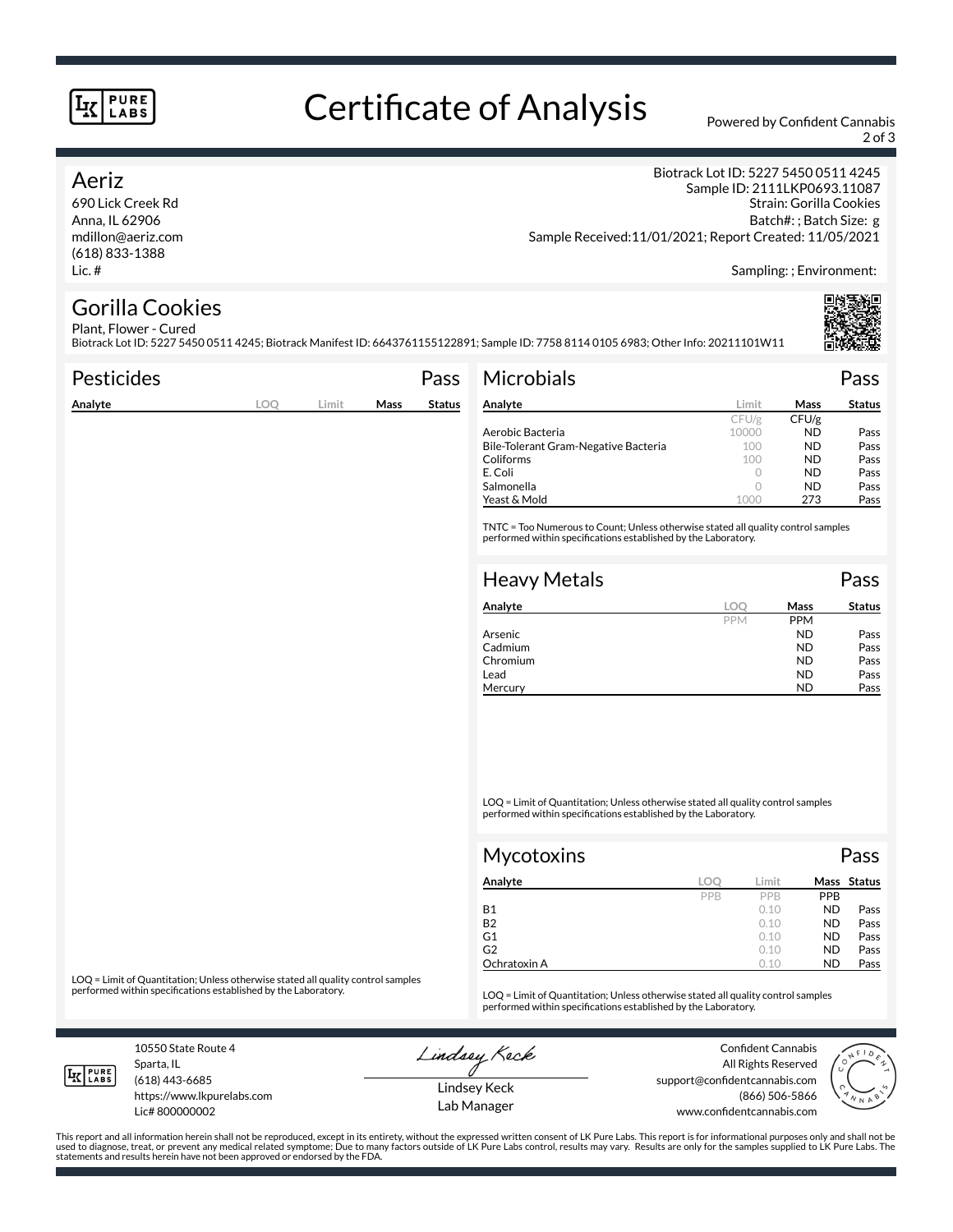# Certificate of Analysis

Powered by Confident Cannabis

## Aeriz

690 Lick Creek Rd
Anna, IL 62906
mdillon@aeriz.com
(618) 833-1388
Lic. #

Biotrack Lot ID: 5227 5450 0511 4245
Sample ID: 2111LKP0693.11087
Strain: Gorilla Cookies
Batch#: ; Batch Size: g
Sample Received:11/01/2021; Report Created: 11/05/2021

Sampling: ; Environment:

## Gorilla Cookies

Plant, Flower - Cured
Biotrack Lot ID: 5227 5450 0511 4245; Biotrack Manifest ID: 6643761155122891; Sample ID: 7758 8114 0105 6983; Other Info: 20211101W11

### Pesticides — Pass

| Analyte | LOQ | Limit | Mass | Status |
|---|---|---|---|---|

LOQ = Limit of Quantitation; Unless otherwise stated all quality control samples performed within specifications established by the Laboratory.

### Microbials — Pass

| Analyte | Limit | Mass | Status |
|---|---|---|---|
| | CFU/g | CFU/g | |
| Aerobic Bacteria | 10000 | ND | Pass |
| Bile-Tolerant Gram-Negative Bacteria | 100 | ND | Pass |
| Coliforms | 100 | ND | Pass |
| E. Coli | 0 | ND | Pass |
| Salmonella | 0 | ND | Pass |
| Yeast & Mold | 1000 | 273 | Pass |

TNTC = Too Numerous to Count; Unless otherwise stated all quality control samples performed within specifications established by the Laboratory.

### Heavy Metals — Pass

| Analyte | LOQ | Mass | Status |
|---|---|---|---|
| | PPM | PPM | |
| Arsenic | | ND | Pass |
| Cadmium | | ND | Pass |
| Chromium | | ND | Pass |
| Lead | | ND | Pass |
| Mercury | | ND | Pass |

LOQ = Limit of Quantitation; Unless otherwise stated all quality control samples performed within specifications established by the Laboratory.

### Mycotoxins — Pass

| Analyte | LOQ | Limit | Mass | Status |
|---|---|---|---|---|
| | PPB | PPB | PPB | |
| B1 | | 0.10 | ND | Pass |
| B2 | | 0.10 | ND | Pass |
| G1 | | 0.10 | ND | Pass |
| G2 | | 0.10 | ND | Pass |
| Ochratoxin A | | 0.10 | ND | Pass |

LOQ = Limit of Quantitation; Unless otherwise stated all quality control samples performed within specifications established by the Laboratory.

10550 State Route 4
Sparta, IL
(618) 443-6685
https://www.lkpurelabs.com
Lic# 800000002

Lindsey Keck
Lab Manager

Confident Cannabis
All Rights Reserved
support@confidentcannabis.com
(866) 506-5866
www.confidentcannabis.com

This report and all information herein shall not be reproduced, except in its entirety, without the expressed written consent of LK Pure Labs. This report is for informational purposes only and shall not be used to diagnose, treat, or prevent any medical related symptome; Due to many factors outside of LK Pure Labs control, results may vary. Results are only for the samples supplied to LK Pure Labs. The statements and results herein have not been approved or endorsed by the FDA.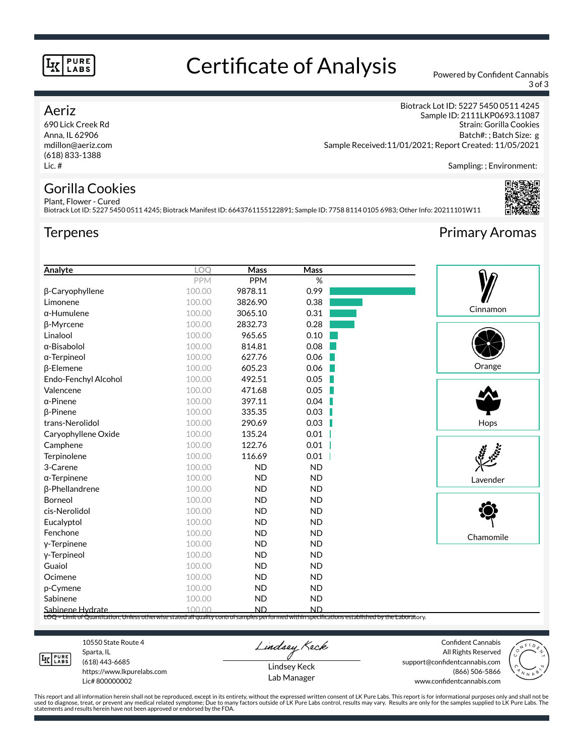# Certificate of Analysis

Powered by Confident Cannabis

## Aeriz

690 Lick Creek Rd
Anna, IL 62906
mdillon@aeriz.com
(618) 833-1388
Lic. #

Biotrack Lot ID: 5227 5450 0511 4245
Sample ID: 2111LKP0693.11087
Strain: Gorilla Cookies
Batch#: ; Batch Size: g
Sample Received:11/01/2021; Report Created: 11/05/2021

Sampling: ; Environment:

## Gorilla Cookies

Plant, Flower - Cured
Biotrack Lot ID: 5227 5450 0511 4245; Biotrack Manifest ID: 6643761155122891; Sample ID: 7758 8114 0105 6983; Other Info: 20211101W11

## Terpenes

| Analyte | LOQ | Mass | Mass |
|---|---|---|---|
| | PPM | PPM | % |
| β-Caryophyllene | 100.00 | 9878.11 | 0.99 |
| Limonene | 100.00 | 3826.90 | 0.38 |
| α-Humulene | 100.00 | 3065.10 | 0.31 |
| β-Myrcene | 100.00 | 2832.73 | 0.28 |
| Linalool | 100.00 | 965.65 | 0.10 |
| α-Bisabolol | 100.00 | 814.81 | 0.08 |
| α-Terpineol | 100.00 | 627.76 | 0.06 |
| β-Elemene | 100.00 | 605.23 | 0.06 |
| Endo-Fenchyl Alcohol | 100.00 | 492.51 | 0.05 |
| Valencene | 100.00 | 471.68 | 0.05 |
| α-Pinene | 100.00 | 397.11 | 0.04 |
| β-Pinene | 100.00 | 335.35 | 0.03 |
| trans-Nerolidol | 100.00 | 290.69 | 0.03 |
| Caryophyllene Oxide | 100.00 | 135.24 | 0.01 |
| Camphene | 100.00 | 122.76 | 0.01 |
| Terpinolene | 100.00 | 116.69 | 0.01 |
| 3-Carene | 100.00 | ND | ND |
| α-Terpinene | 100.00 | ND | ND |
| β-Phellandrene | 100.00 | ND | ND |
| Borneol | 100.00 | ND | ND |
| cis-Nerolidol | 100.00 | ND | ND |
| Eucalyptol | 100.00 | ND | ND |
| Fenchone | 100.00 | ND | ND |
| γ-Terpinene | 100.00 | ND | ND |
| γ-Terpineol | 100.00 | ND | ND |
| Guaiol | 100.00 | ND | ND |
| Ocimene | 100.00 | ND | ND |
| p-Cymene | 100.00 | ND | ND |
| Sabinene | 100.00 | ND | ND |
| Sabinene Hydrate | 100.00 | ND | ND |

LOQ = Limit of Quantitation; Unless otherwise stated all quality control samples performed within specifications established by the Laboratory.

## Primary Aromas

Cinnamon
Orange
Hops
Lavender
Chamomile

10550 State Route 4
Sparta, IL
(618) 443-6685
https://www.lkpurelabs.com
Lic# 800000002

Lindsey Keck
Lab Manager

Confident Cannabis
All Rights Reserved
support@confidentcannabis.com
(866) 506-5866
www.confidentcannabis.com

This report and all information herein shall not be reproduced, except in its entirety, without the expressed written consent of LK Pure Labs. This report is for informational purposes only and shall not be used to diagnose, treat, or prevent any medical related symptome; Due to many factors outside of LK Pure Labs control, results may vary. Results are only for the samples supplied to LK Pure Labs. The statements and results herein have not been approved or endorsed by the FDA.